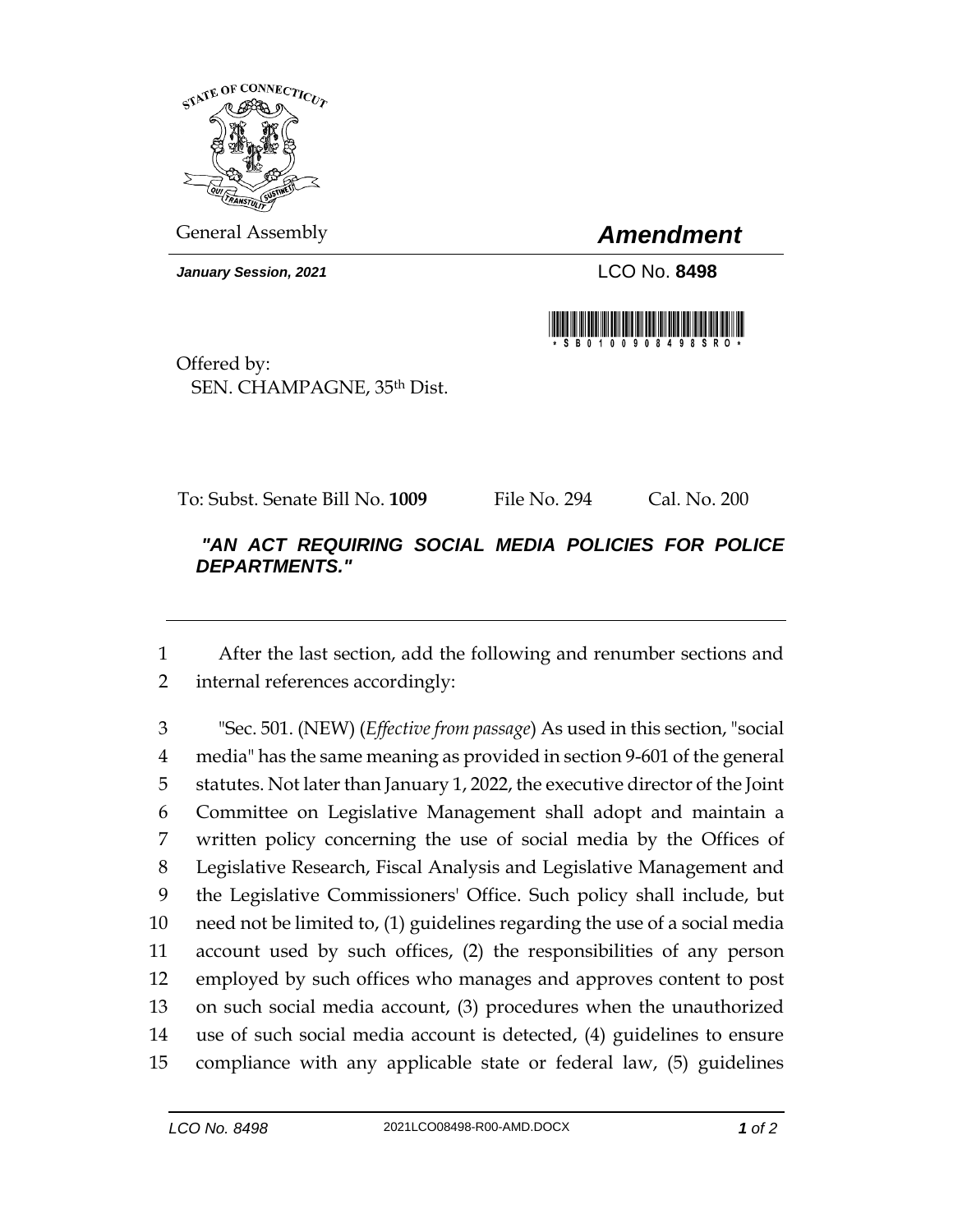General Assembly

# *Amendment*

***January Session, 2021***

LCO No. **8498**

Offered by:
SEN. CHAMPAGNE, 35th Dist.

To: Subst. Senate Bill No. **1009** File No. 294 Cal. No. 200

***"AN ACT REQUIRING SOCIAL MEDIA POLICIES FOR POLICE DEPARTMENTS."***

1 After the last section, add the following and renumber sections and
2 internal references accordingly:

3 "Sec. 501. (NEW) (*Effective from passage*) As used in this section, "social
4 media" has the same meaning as provided in section 9-601 of the general
5 statutes. Not later than January 1, 2022, the executive director of the Joint
6 Committee on Legislative Management shall adopt and maintain a
7 written policy concerning the use of social media by the Offices of
8 Legislative Research, Fiscal Analysis and Legislative Management and
9 the Legislative Commissioners' Office. Such policy shall include, but
10 need not be limited to, (1) guidelines regarding the use of a social media
11 account used by such offices, (2) the responsibilities of any person
12 employed by such offices who manages and approves content to post
13 on such social media account, (3) procedures when the unauthorized
14 use of such social media account is detected, (4) guidelines to ensure
15 compliance with any applicable state or federal law, (5) guidelines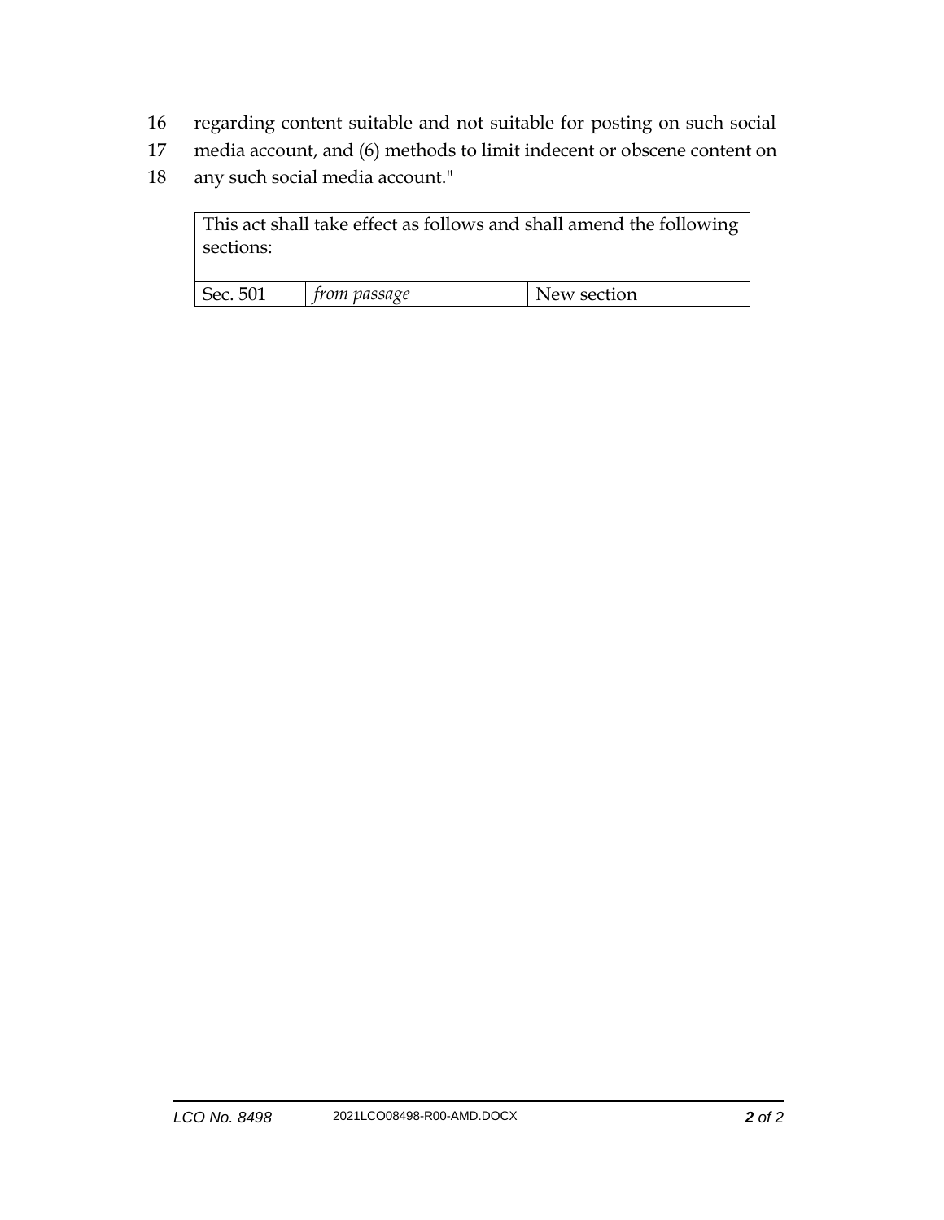16 regarding content suitable and not suitable for posting on such social
17 media account, and (6) methods to limit indecent or obscene content on
18 any such social media account."

| This act shall take effect as follows and shall amend the following sections: | | |
| --- | --- | --- |
| Sec. 501 | *from passage* | New section |